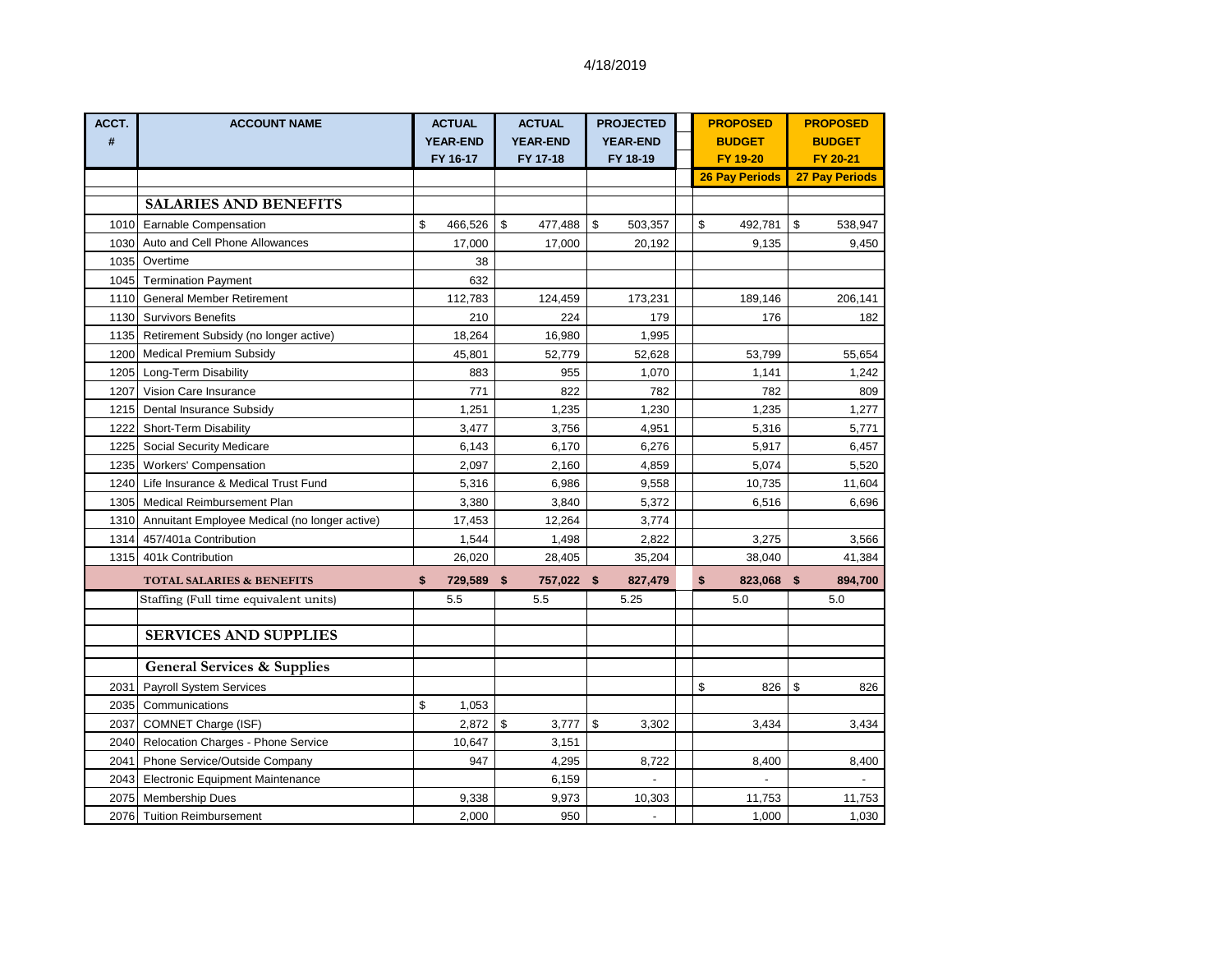4/18/2019

| ACCT. # | ACCOUNT NAME | ACTUAL YEAR-END FY 16-17 | ACTUAL YEAR-END FY 17-18 | PROJECTED YEAR-END FY 18-19 | PROPOSED BUDGET FY 19-20 | PROPOSED BUDGET FY 20-21 |
|---|---|---|---|---|---|---|
| | | | | | 26 Pay Periods | 27 Pay Periods |
| | **SALARIES AND BENEFITS** | | | | | |
| 1010 | Earnable Compensation | $ 466,526 | $ 477,488 | $ 503,357 | $ 492,781 | $ 538,947 |
| 1030 | Auto and Cell Phone Allowances | 17,000 | 17,000 | 20,192 | 9,135 | 9,450 |
| 1035 | Overtime | 38 | | | | |
| 1045 | Termination Payment | 632 | | | | |
| 1110 | General Member Retirement | 112,783 | 124,459 | 173,231 | 189,146 | 206,141 |
| 1130 | Survivors Benefits | 210 | 224 | 179 | 176 | 182 |
| 1135 | Retirement Subsidy (no longer active) | 18,264 | 16,980 | 1,995 | | |
| 1200 | Medical Premium Subsidy | 45,801 | 52,779 | 52,628 | 53,799 | 55,654 |
| 1205 | Long-Term Disability | 883 | 955 | 1,070 | 1,141 | 1,242 |
| 1207 | Vision Care Insurance | 771 | 822 | 782 | 782 | 809 |
| 1215 | Dental Insurance Subsidy | 1,251 | 1,235 | 1,230 | 1,235 | 1,277 |
| 1222 | Short-Term Disability | 3,477 | 3,756 | 4,951 | 5,316 | 5,771 |
| 1225 | Social Security Medicare | 6,143 | 6,170 | 6,276 | 5,917 | 6,457 |
| 1235 | Workers' Compensation | 2,097 | 2,160 | 4,859 | 5,074 | 5,520 |
| 1240 | Life Insurance & Medical Trust Fund | 5,316 | 6,986 | 9,558 | 10,735 | 11,604 |
| 1305 | Medical Reimbursement Plan | 3,380 | 3,840 | 5,372 | 6,516 | 6,696 |
| 1310 | Annuitant Employee Medical (no longer active) | 17,453 | 12,264 | 3,774 | | |
| 1314 | 457/401a Contribution | 1,544 | 1,498 | 2,822 | 3,275 | 3,566 |
| 1315 | 401k Contribution | 26,020 | 28,405 | 35,204 | 38,040 | 41,384 |
| | **TOTAL SALARIES & BENEFITS** | **$ 729,589** | **$ 757,022** | **$ 827,479** | **$ 823,068** | **$ 894,700** |
| | Staffing (Full time equivalent units) | 5.5 | 5.5 | 5.25 | 5.0 | 5.0 |
| | | | | | | |
| | **SERVICES AND SUPPLIES** | | | | | |
| | **General Services & Supplies** | | | | | |
| 2031 | Payroll System Services | | | | $ 826 | $ 826 |
| 2035 | Communications | $ 1,053 | | | | |
| 2037 | COMNET Charge (ISF) | 2,872 | $ 3,777 | $ 3,302 | 3,434 | 3,434 |
| 2040 | Relocation Charges - Phone Service | 10,647 | 3,151 | | | |
| 2041 | Phone Service/Outside Company | 947 | 4,295 | 8,722 | 8,400 | 8,400 |
| 2043 | Electronic Equipment Maintenance | | 6,159 | - | - | - |
| 2075 | Membership Dues | 9,338 | 9,973 | 10,303 | 11,753 | 11,753 |
| 2076 | Tuition Reimbursement | 2,000 | 950 | - | 1,000 | 1,030 |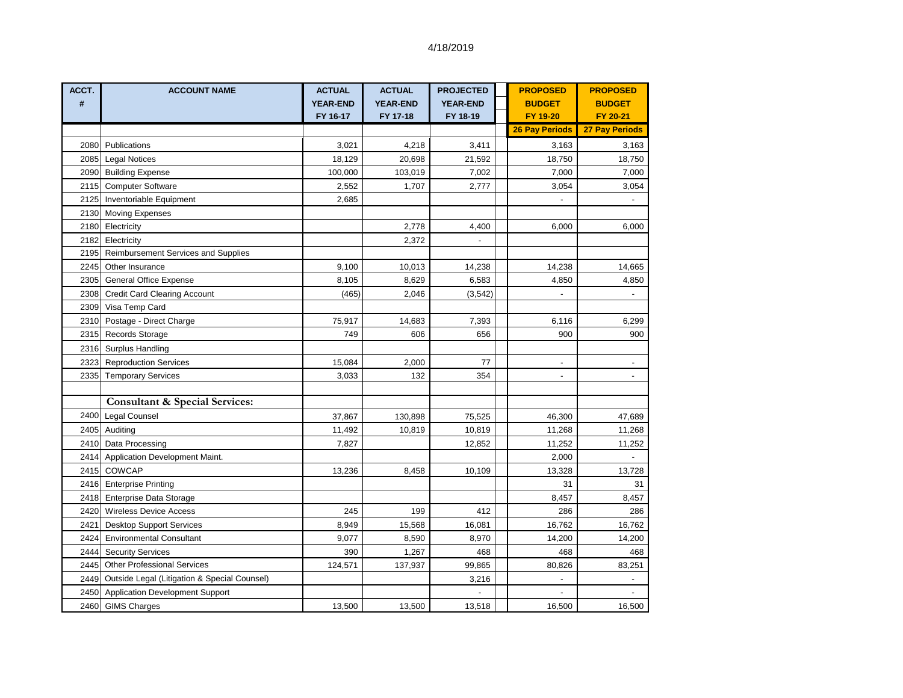4/18/2019

| ACCT. # | ACCOUNT NAME | ACTUAL YEAR-END FY 16-17 | ACTUAL YEAR-END FY 17-18 | PROJECTED YEAR-END FY 18-19 | PROPOSED BUDGET FY 19-20 | PROPOSED BUDGET FY 20-21 |
|---|---|---|---|---|---|---|
| | | | | | 26 Pay Periods | 27 Pay Periods |
| 2080 | Publications | 3,021 | 4,218 | 3,411 | 3,163 | 3,163 |
| 2085 | Legal Notices | 18,129 | 20,698 | 21,592 | 18,750 | 18,750 |
| 2090 | Building Expense | 100,000 | 103,019 | 7,002 | 7,000 | 7,000 |
| 2115 | Computer Software | 2,552 | 1,707 | 2,777 | 3,054 | 3,054 |
| 2125 | Inventoriable Equipment | 2,685 | | | - | - |
| 2130 | Moving Expenses | | | | | |
| 2180 | Electricity | | 2,778 | 4,400 | 6,000 | 6,000 |
| 2182 | Electricity | | 2,372 | - | | |
| 2195 | Reimbursement Services and Supplies | | | | | |
| 2245 | Other Insurance | 9,100 | 10,013 | 14,238 | 14,238 | 14,665 |
| 2305 | General Office Expense | 8,105 | 8,629 | 6,583 | 4,850 | 4,850 |
| 2308 | Credit Card Clearing Account | (465) | 2,046 | (3,542) | - | - |
| 2309 | Visa Temp Card | | | | | |
| 2310 | Postage - Direct Charge | 75,917 | 14,683 | 7,393 | 6,116 | 6,299 |
| 2315 | Records Storage | 749 | 606 | 656 | 900 | 900 |
| 2316 | Surplus Handling | | | | | |
| 2323 | Reproduction Services | 15,084 | 2,000 | 77 | - | - |
| 2335 | Temporary Services | 3,033 | 132 | 354 | - | - |
| | | | | | | |
| | **Consultant & Special Services:** | | | | | |
| 2400 | Legal Counsel | 37,867 | 130,898 | 75,525 | 46,300 | 47,689 |
| 2405 | Auditing | 11,492 | 10,819 | 10,819 | 11,268 | 11,268 |
| 2410 | Data Processing | 7,827 | | 12,852 | 11,252 | 11,252 |
| 2414 | Application Development Maint. | | | | 2,000 | - |
| 2415 | COWCAP | 13,236 | 8,458 | 10,109 | 13,328 | 13,728 |
| 2416 | Enterprise Printing | | | | 31 | 31 |
| 2418 | Enterprise Data Storage | | | | 8,457 | 8,457 |
| 2420 | Wireless Device Access | 245 | 199 | 412 | 286 | 286 |
| 2421 | Desktop Support Services | 8,949 | 15,568 | 16,081 | 16,762 | 16,762 |
| 2424 | Environmental Consultant | 9,077 | 8,590 | 8,970 | 14,200 | 14,200 |
| 2444 | Security Services | 390 | 1,267 | 468 | 468 | 468 |
| 2445 | Other Professional Services | 124,571 | 137,937 | 99,865 | 80,826 | 83,251 |
| 2449 | Outside Legal (Litigation & Special Counsel) | | | 3,216 | - | - |
| 2450 | Application Development Support | | | - | - | - |
| 2460 | GIMS Charges | 13,500 | 13,500 | 13,518 | 16,500 | 16,500 |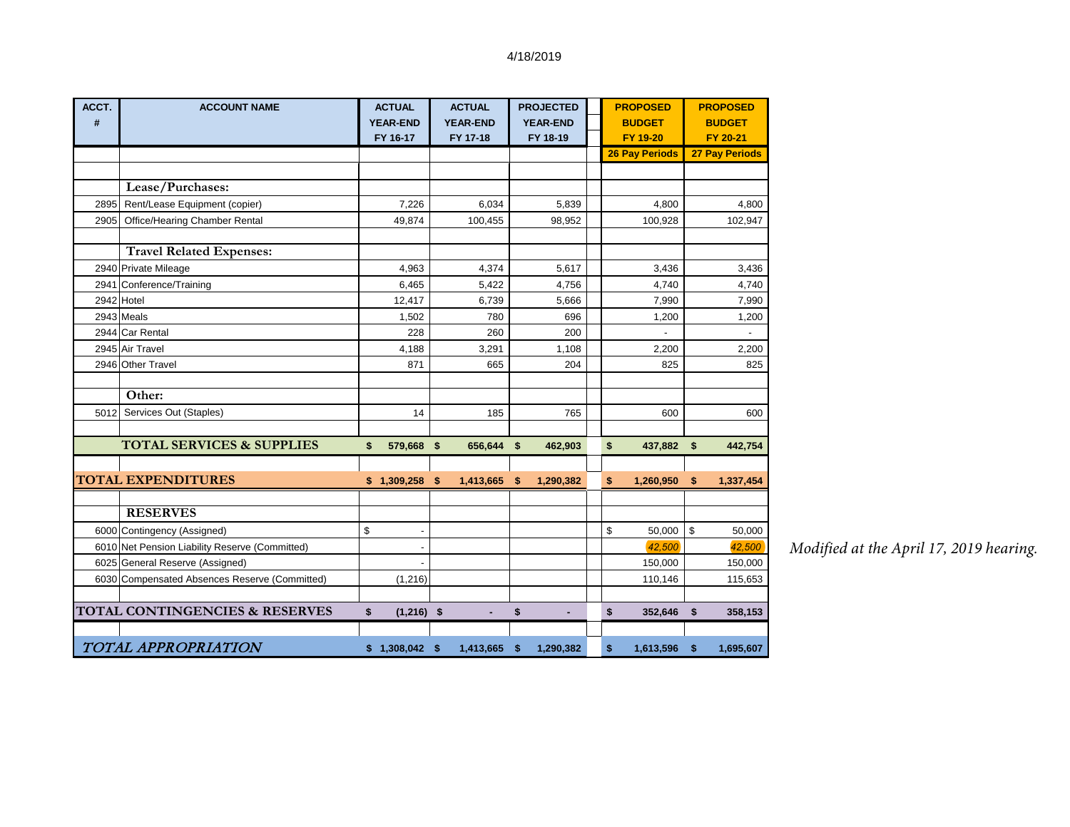4/18/2019

| ACCT. # | ACCOUNT NAME | ACTUAL YEAR-END FY 16-17 | ACTUAL YEAR-END FY 17-18 | PROJECTED YEAR-END FY 18-19 | PROPOSED BUDGET FY 19-20 | PROPOSED BUDGET FY 20-21 |
|---|---|---|---|---|---|---|
| | | | | | 26 Pay Periods | 27 Pay Periods |
| | | | | | | |
| | **Lease/Purchases:** | | | | | |
| 2895 | Rent/Lease Equipment (copier) | 7,226 | 6,034 | 5,839 | 4,800 | 4,800 |
| 2905 | Office/Hearing Chamber Rental | 49,874 | 100,455 | 98,952 | 100,928 | 102,947 |
| | | | | | | |
| | **Travel Related Expenses:** | | | | | |
| 2940 | Private Mileage | 4,963 | 4,374 | 5,617 | 3,436 | 3,436 |
| 2941 | Conference/Training | 6,465 | 5,422 | 4,756 | 4,740 | 4,740 |
| 2942 | Hotel | 12,417 | 6,739 | 5,666 | 7,990 | 7,990 |
| 2943 | Meals | 1,502 | 780 | 696 | 1,200 | 1,200 |
| 2944 | Car Rental | 228 | 260 | 200 | - | - |
| 2945 | Air Travel | 4,188 | 3,291 | 1,108 | 2,200 | 2,200 |
| 2946 | Other Travel | 871 | 665 | 204 | 825 | 825 |
| | | | | | | |
| | **Other:** | | | | | |
| 5012 | Services Out (Staples) | 14 | 185 | 765 | 600 | 600 |
| | | | | | | |
| | **TOTAL SERVICES & SUPPLIES** | **$ 579,668** | **$ 656,644** | **$ 462,903** | **$ 437,882** | **$ 442,754** |
| | | | | | | |
| **TOTAL EXPENDITURES** | | **$ 1,309,258** | **$ 1,413,665** | **$ 1,290,382** | **$ 1,260,950** | **$ 1,337,454** |
| | | | | | | |
| | **RESERVES** | | | | | |
| 6000 | Contingency (Assigned) | $ - | | | $ 50,000 | $ 50,000 |
| 6010 | Net Pension Liability Reserve (Committed) | - | | | *42,500* | *42,500* |
| 6025 | General Reserve (Assigned) | - | | | 150,000 | 150,000 |
| 6030 | Compensated Absences Reserve (Committed) | (1,216) | | | 110,146 | 115,653 |
| | | | | | | |
| **TOTAL CONTINGENCIES & RESERVES** | | **$ (1,216)** | **$ -** | **$ -** | **$ 352,646** | **$ 358,153** |
| | | | | | | |
| ***TOTAL APPROPRIATION*** | | **$ 1,308,042** | **$ 1,413,665** | **$ 1,290,382** | **$ 1,613,596** | **$ 1,695,607** |

*Modified at the April 17, 2019 hearing.*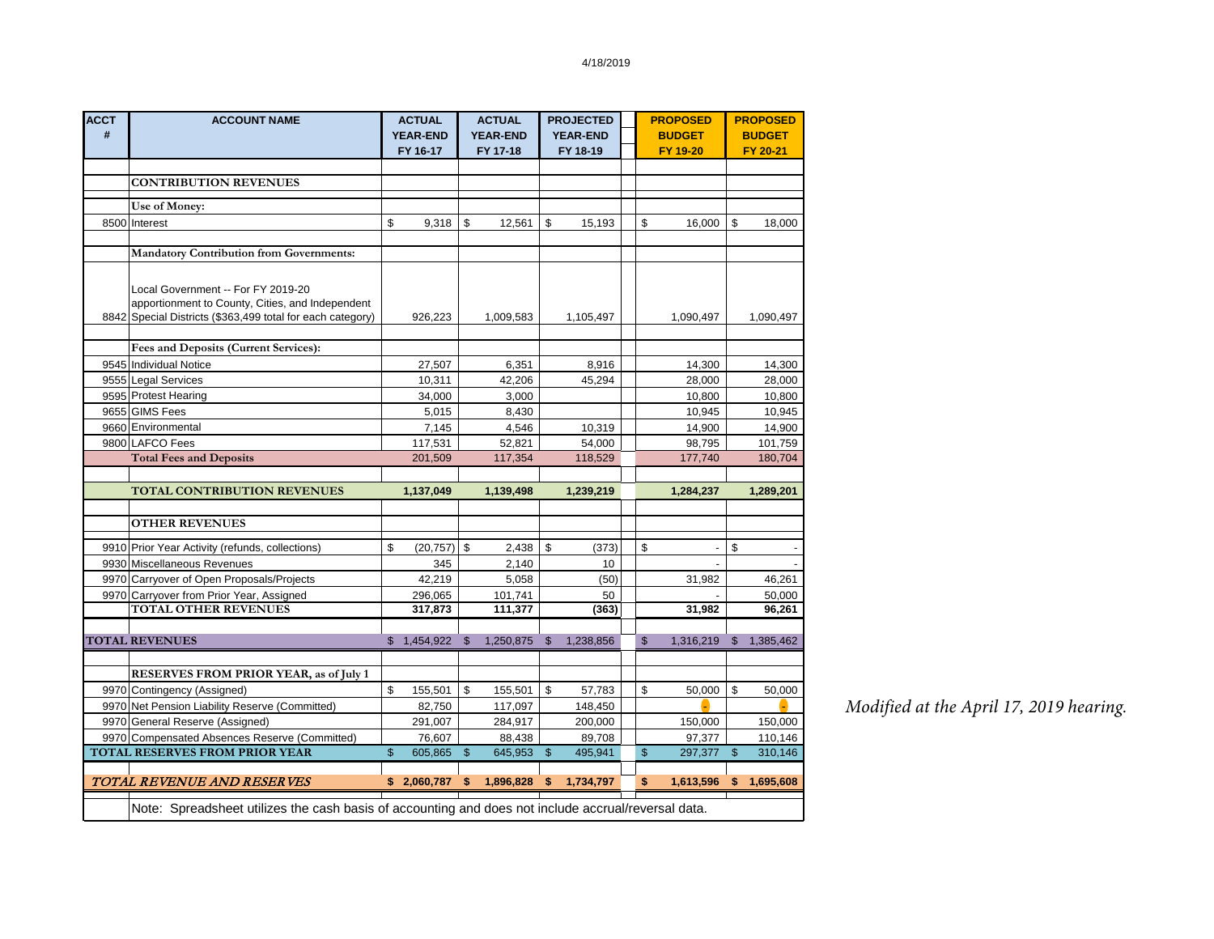4/18/2019

| ACCT # | ACCOUNT NAME | ACTUAL YEAR-END FY 16-17 | ACTUAL YEAR-END FY 17-18 | PROJECTED YEAR-END FY 18-19 | PROPOSED BUDGET FY 19-20 | PROPOSED BUDGET FY 20-21 |
|---|---|---|---|---|---|---|
| | **CONTRIBUTION REVENUES** | | | | | |
| | **Use of Money:** | | | | | |
| 8500 | Interest | $ 9,318 | $ 12,561 | $ 15,193 | $ 16,000 | $ 18,000 |
| | **Mandatory Contribution from Governments:** | | | | | |
| 8842 | Local Government -- For FY 2019-20 apportionment to County, Cities, and Independent Special Districts ($363,499 total for each category) | 926,223 | 1,009,583 | 1,105,497 | 1,090,497 | 1,090,497 |
| | **Fees and Deposits (Current Services):** | | | | | |
| 9545 | Individual Notice | 27,507 | 6,351 | 8,916 | 14,300 | 14,300 |
| 9555 | Legal Services | 10,311 | 42,206 | 45,294 | 28,000 | 28,000 |
| 9595 | Protest Hearing | 34,000 | 3,000 | | 10,800 | 10,800 |
| 9655 | GIMS Fees | 5,015 | 8,430 | | 10,945 | 10,945 |
| 9660 | Environmental | 7,145 | 4,546 | 10,319 | 14,900 | 14,900 |
| 9800 | LAFCO Fees | 117,531 | 52,821 | 54,000 | 98,795 | 101,759 |
| | **Total Fees and Deposits** | 201,509 | 117,354 | 118,529 | 177,740 | 180,704 |
| | **TOTAL CONTRIBUTION REVENUES** | **1,137,049** | **1,139,498** | **1,239,219** | **1,284,237** | **1,289,201** |
| | **OTHER REVENUES** | | | | | |
| 9910 | Prior Year Activity (refunds, collections) | $ (20,757) | $ 2,438 | $ (373) | $ - | $ - |
| 9930 | Miscellaneous Revenues | 345 | 2,140 | 10 | - | - |
| 9970 | Carryover of Open Proposals/Projects | 42,219 | 5,058 | (50) | 31,982 | 46,261 |
| 9970 | Carryover from Prior Year, Assigned | 296,065 | 101,741 | 50 | - | 50,000 |
| | **TOTAL OTHER REVENUES** | **317,873** | **111,377** | **(363)** | **31,982** | **96,261** |
| | **TOTAL REVENUES** | $ 1,454,922 | $ 1,250,875 | $ 1,238,856 | $ 1,316,219 | $ 1,385,462 |
| | **RESERVES FROM PRIOR YEAR, as of July 1** | | | | | |
| 9970 | Contingency (Assigned) | $ 155,501 | $ 155,501 | $ 57,783 | $ 50,000 | $ 50,000 |
| 9970 | Net Pension Liability Reserve (Committed) | 82,750 | 117,097 | 148,450 | - | - |
| 9970 | General Reserve (Assigned) | 291,007 | 284,917 | 200,000 | 150,000 | 150,000 |
| 9970 | Compensated Absences Reserve (Committed) | 76,607 | 88,438 | 89,708 | 97,377 | 110,146 |
| | **TOTAL RESERVES FROM PRIOR YEAR** | $ 605,865 | $ 645,953 | $ 495,941 | $ 297,377 | $ 310,146 |
| | ***TOTAL REVENUE AND RESERVES*** | **$ 2,060,787** | **$ 1,896,828** | **$ 1,734,797** | **$ 1,613,596** | **$ 1,695,608** |

Note: Spreadsheet utilizes the cash basis of accounting and does not include accrual/reversal data.

*Modified at the April 17, 2019 hearing.*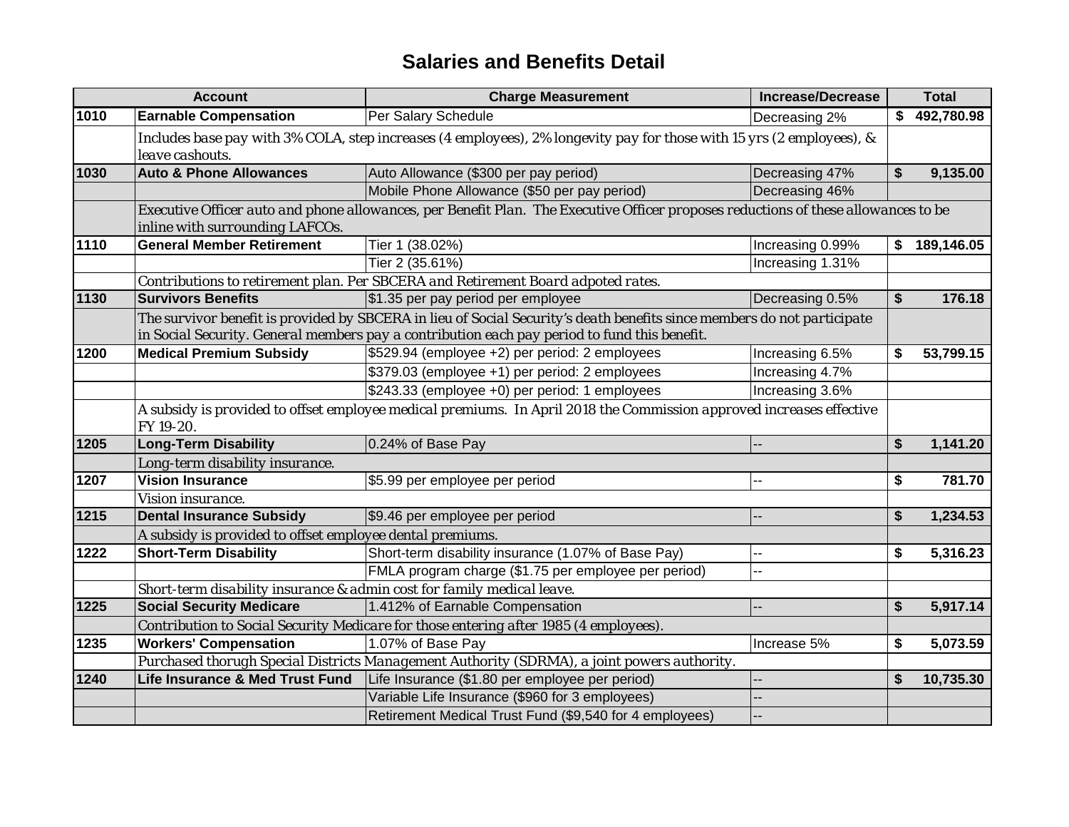# Salaries and Benefits Detail

| Account | | Charge Measurement | Increase/Decrease | Total |
|---|---|---|---|---|
| 1010 | **Earnable Compensation** | Per Salary Schedule | Decreasing 2% | $ 492,780.98 |
| | *Includes base pay with 3% COLA, step increases (4 employees), 2% longevity pay for those with 15 yrs (2 employees), & leave cashouts.* | | | |
| 1030 | **Auto & Phone Allowances** | Auto Allowance ($300 per pay period) | Decreasing 47% | $ 9,135.00 |
| | | Mobile Phone Allowance ($50 per pay period) | Decreasing 46% | |
| | *Executive Officer auto and phone allowances, per Benefit Plan. The Executive Officer proposes reductions of these allowances to be inline with surrounding LAFCOs.* | | | |
| 1110 | **General Member Retirement** | Tier 1 (38.02%) | Increasing 0.99% | $ 189,146.05 |
| | | Tier 2 (35.61%) | Increasing 1.31% | |
| | *Contributions to retirement plan. Per SBCERA and Retirement Board adpoted rates.* | | | |
| 1130 | **Survivors Benefits** | $1.35 per pay period per employee | Decreasing 0.5% | $ 176.18 |
| | *The survivor benefit is provided by SBCERA in lieu of Social Security's death benefits since members do not participate in Social Security. General members pay a contribution each pay period to fund this benefit.* | | | |
| 1200 | **Medical Premium Subsidy** | $529.94 (employee +2) per period: 2 employees | Increasing 6.5% | $ 53,799.15 |
| | | $379.03 (employee +1) per period: 2 employees | Increasing 4.7% | |
| | | $243.33 (employee +0) per period: 1 employees | Increasing 3.6% | |
| | *A subsidy is provided to offset employee medical premiums. In April 2018 the Commission approved increases effective FY 19-20.* | | | |
| 1205 | **Long-Term Disability** | 0.24% of Base Pay | -- | $ 1,141.20 |
| | *Long-term disability insurance.* | | | |
| 1207 | **Vision Insurance** | $5.99 per employee per period | -- | $ 781.70 |
| | *Vision insurance.* | | | |
| 1215 | **Dental Insurance Subsidy** | $9.46 per employee per period | -- | $ 1,234.53 |
| | *A subsidy is provided to offset employee dental premiums.* | | | |
| 1222 | **Short-Term Disability** | Short-term disability insurance (1.07% of Base Pay) | -- | $ 5,316.23 |
| | | FMLA program charge ($1.75 per employee per period) | -- | |
| | *Short-term disability insurance & admin cost for family medical leave.* | | | |
| 1225 | **Social Security Medicare** | 1.412% of Earnable Compensation | -- | $ 5,917.14 |
| | *Contribution to Social Security Medicare for those entering after 1985 (4 employees).* | | | |
| 1235 | **Workers' Compensation** | 1.07% of Base Pay | Increase 5% | $ 5,073.59 |
| | *Purchased thorugh Special Districts Management Authority (SDRMA), a joint powers authority.* | | | |
| 1240 | **Life Insurance & Med Trust Fund** | Life Insurance ($1.80 per employee per period) | -- | $ 10,735.30 |
| | | Variable Life Insurance ($960 for 3 employees) | -- | |
| | | Retirement Medical Trust Fund ($9,540 for 4 employees) | -- | |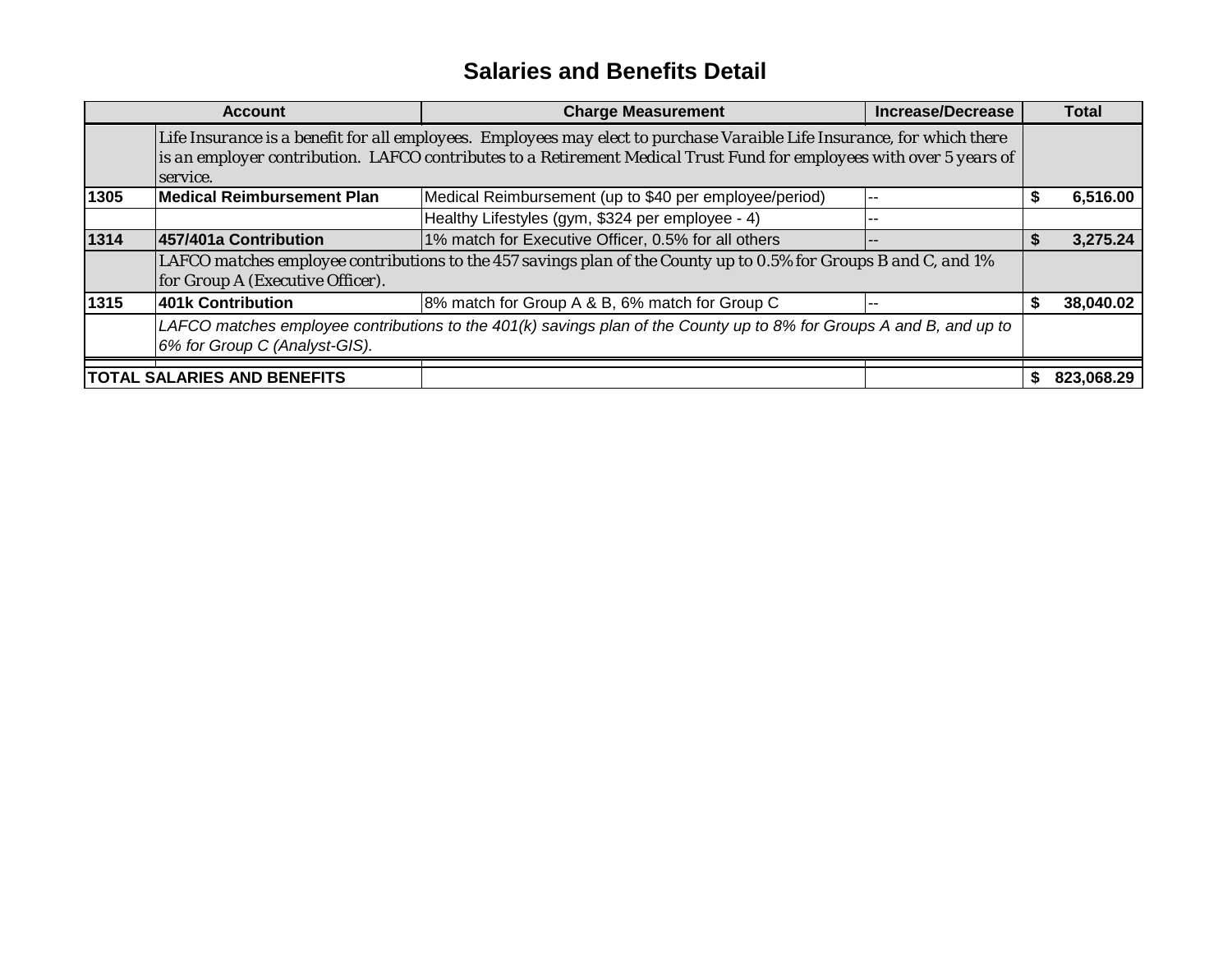# Salaries and Benefits Detail

| Account | | Charge Measurement | Increase/Decrease | Total |
|---|---|---|---|---|
| | *Life Insurance is a benefit for all employees. Employees may elect to purchase Varaible Life Insurance, for which there is an employer contribution. LAFCO contributes to a Retirement Medical Trust Fund for employees with over 5 years of service.* | | | |
| **1305** | **Medical Reimbursement Plan** | Medical Reimbursement (up to $40 per employee/period) | -- | **$ 6,516.00** |
| | | Healthy Lifestyles (gym, $324 per employee - 4) | -- | |
| **1314** | **457/401a Contribution** | 1% match for Executive Officer, 0.5% for all others | -- | **$ 3,275.24** |
| | *LAFCO matches employee contributions to the 457 savings plan of the County up to 0.5% for Groups B and C, and 1% for Group A (Executive Officer).* | | | |
| **1315** | **401k Contribution** | 8% match for Group A & B, 6% match for Group C | -- | **$ 38,040.02** |
| | *LAFCO matches employee contributions to the 401(k) savings plan of the County up to 8% for Groups A and B, and up to 6% for Group C (Analyst-GIS).* | | | |
| **TOTAL SALARIES AND BENEFITS** | | | | **$ 823,068.29** |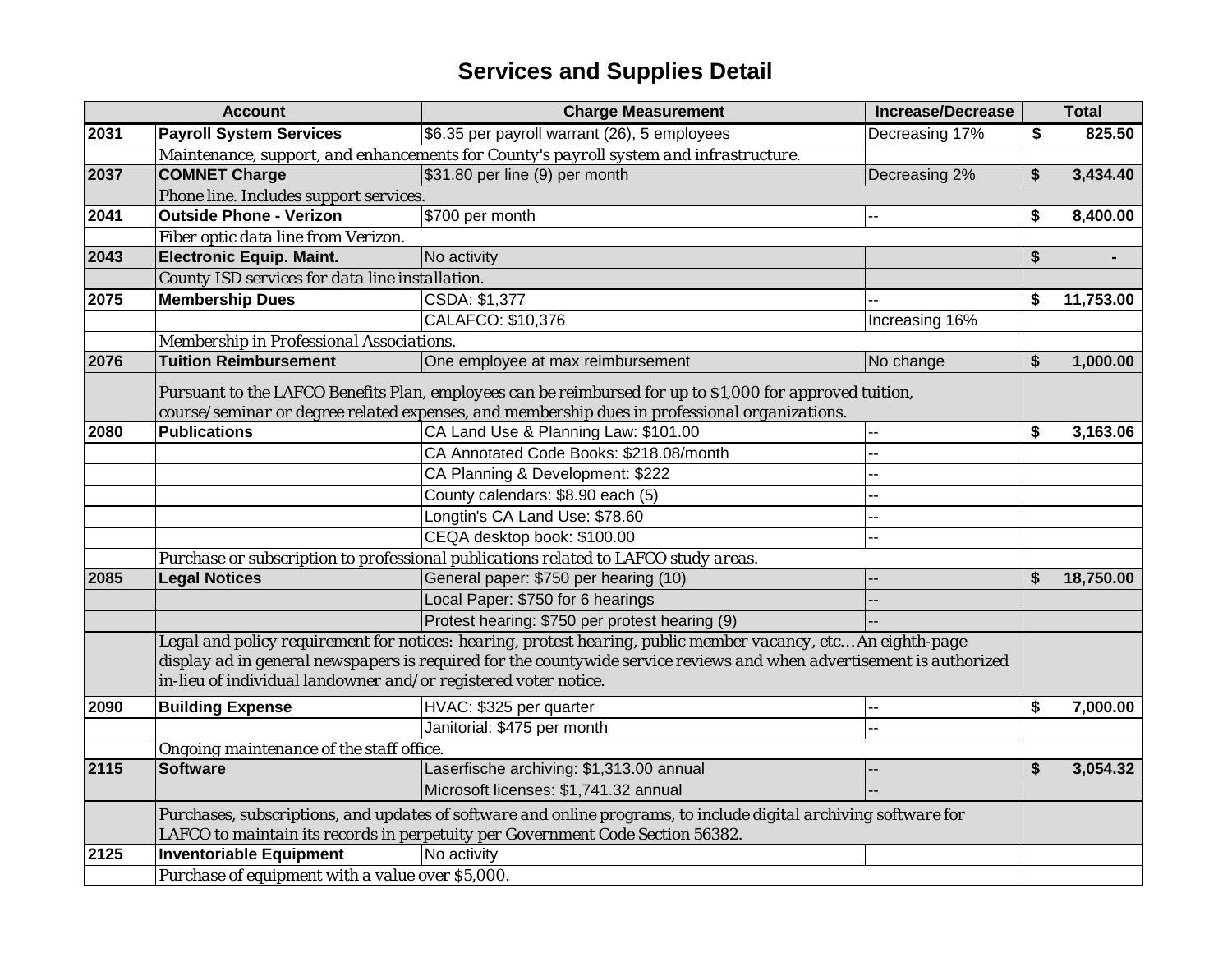# Services and Supplies Detail

| Account | | Charge Measurement | Increase/Decrease | Total |
|---|---|---|---|---|
| 2031 | **Payroll System Services** | $6.35 per payroll warrant (26), 5 employees | Decreasing 17% | $ 825.50 |
| | *Maintenance, support, and enhancements for County's payroll system and infrastructure.* | | | |
| 2037 | **COMNET Charge** | $31.80 per line (9) per month | Decreasing 2% | $ 3,434.40 |
| | *Phone line. Includes support services.* | | | |
| 2041 | **Outside Phone - Verizon** | $700 per month | -- | $ 8,400.00 |
| | *Fiber optic data line from Verizon.* | | | |
| 2043 | **Electronic Equip. Maint.** | No activity | | $ - |
| | *County ISD services for data line installation.* | | | |
| 2075 | **Membership Dues** | CSDA: $1,377 | -- | $ 11,753.00 |
| | | CALAFCO: $10,376 | Increasing 16% | |
| | *Membership in Professional Associations.* | | | |
| 2076 | **Tuition Reimbursement** | One employee at max reimbursement | No change | $ 1,000.00 |
| | *Pursuant to the LAFCO Benefits Plan, employees can be reimbursed for up to $1,000 for approved tuition, course/seminar or degree related expenses, and membership dues in professional organizations.* | | | |
| 2080 | **Publications** | CA Land Use & Planning Law: $101.00 | -- | $ 3,163.06 |
| | | CA Annotated Code Books: $218.08/month | -- | |
| | | CA Planning & Development: $222 | -- | |
| | | County calendars: $8.90 each (5) | -- | |
| | | Longtin's CA Land Use: $78.60 | -- | |
| | | CEQA desktop book: $100.00 | -- | |
| | *Purchase or subscription to professional publications related to LAFCO study areas.* | | | |
| 2085 | **Legal Notices** | General paper: $750 per hearing (10) | -- | $ 18,750.00 |
| | | Local Paper: $750 for 6 hearings | -- | |
| | | Protest hearing: $750 per protest hearing (9) | -- | |
| | *Legal and policy requirement for notices: hearing, protest hearing, public member vacancy, etc…An eighth-page display ad in general newspapers is required for the countywide service reviews and when advertisement is authorized in-lieu of individual landowner and/or registered voter notice.* | | | |
| 2090 | **Building Expense** | HVAC: $325 per quarter | -- | $ 7,000.00 |
| | | Janitorial: $475 per month | -- | |
| | *Ongoing maintenance of the staff office.* | | | |
| 2115 | **Software** | Laserfische archiving: $1,313.00 annual | -- | $ 3,054.32 |
| | | Microsoft licenses: $1,741.32 annual | -- | |
| | *Purchases, subscriptions, and updates of software and online programs, to include digital archiving software for LAFCO to maintain its records in perpetuity per Government Code Section 56382.* | | | |
| 2125 | **Inventoriable Equipment** | No activity | | |
| | *Purchase of equipment with a value over $5,000.* | | | |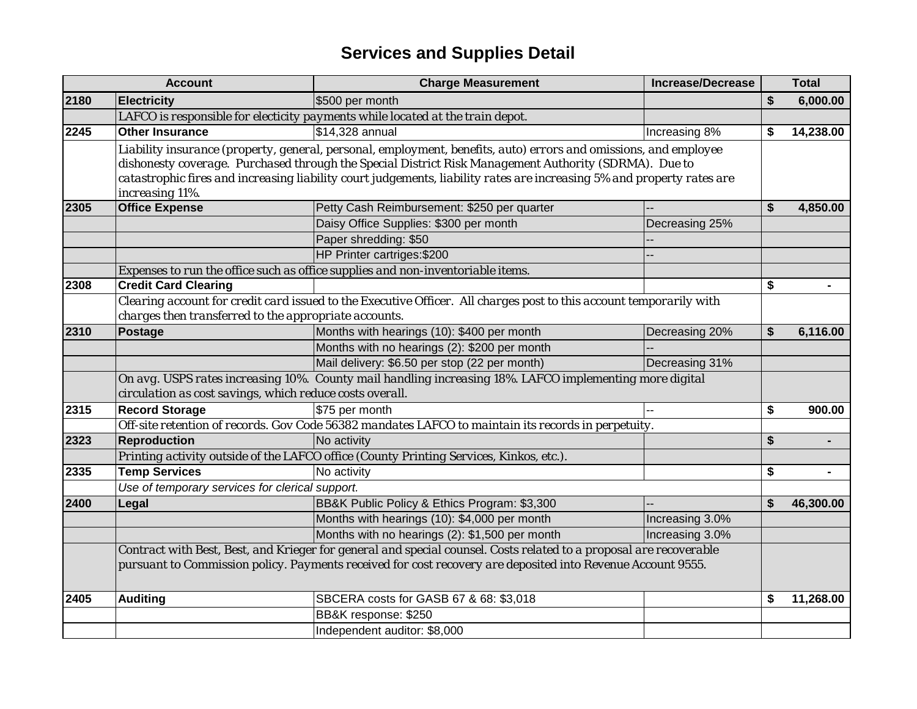# Services and Supplies Detail

| Account | | Charge Measurement | Increase/Decrease | Total |
|---|---|---|---|---|
| **2180** | **Electricity** | $500 per month | | **$ 6,000.00** |
| | *LAFCO is responsible for electicity payments while located at the train depot.* | | | |
| **2245** | **Other Insurance** | $14,328 annual | Increasing 8% | **$ 14,238.00** |
| | *Liability insurance (property, general, personal, employment, benefits, auto) errors and omissions, and employee dishonesty coverage. Purchased through the Special District Risk Management Authority (SDRMA). Due to catastrophic fires and increasing liability court judgements, liability rates are increasing 5% and property rates are increasing 11%.* | | | |
| **2305** | **Office Expense** | Petty Cash Reimbursement: $250 per quarter | -- | **$ 4,850.00** |
| | | Daisy Office Supplies: $300 per month | Decreasing 25% | |
| | | Paper shredding: $50 | -- | |
| | | HP Printer cartriges:$200 | -- | |
| | *Expenses to run the office such as office supplies and non-inventoriable items.* | | | |
| **2308** | **Credit Card Clearing** | | | **$ -** |
| | *Clearing account for credit card issued to the Executive Officer. All charges post to this account temporarily with charges then transferred to the appropriate accounts.* | | | |
| **2310** | **Postage** | Months with hearings (10): $400 per month | Decreasing 20% | **$ 6,116.00** |
| | | Months with no hearings (2): $200 per month | -- | |
| | | Mail delivery: $6.50 per stop (22 per month) | Decreasing 31% | |
| | *On avg. USPS rates increasing 10%. County mail handling increasing 18%. LAFCO implementing more digital circulation as cost savings, which reduce costs overall.* | | | |
| **2315** | **Record Storage** | $75 per month | -- | **$ 900.00** |
| | *Off-site retention of records. Gov Code 56382 mandates LAFCO to maintain its records in perpetuity.* | | | |
| **2323** | **Reproduction** | No activity | | **$ -** |
| | *Printing activity outside of the LAFCO office (County Printing Services, Kinkos, etc.).* | | | |
| **2335** | **Temp Services** | No activity | | **$ -** |
| | *Use of temporary services for clerical support.* | | | |
| **2400** | **Legal** | BB&K Public Policy & Ethics Program: $3,300 | -- | **$ 46,300.00** |
| | | Months with hearings (10): $4,000 per month | Increasing 3.0% | |
| | | Months with no hearings (2): $1,500 per month | Increasing 3.0% | |
| | *Contract with Best, Best, and Krieger for general and special counsel. Costs related to a proposal are recoverable pursuant to Commission policy. Payments received for cost recovery are deposited into Revenue Account 9555.* | | | |
| **2405** | **Auditing** | SBCERA costs for GASB 67 & 68: $3,018 | | **$ 11,268.00** |
| | | BB&K response: $250 | | |
| | | Independent auditor: $8,000 | | |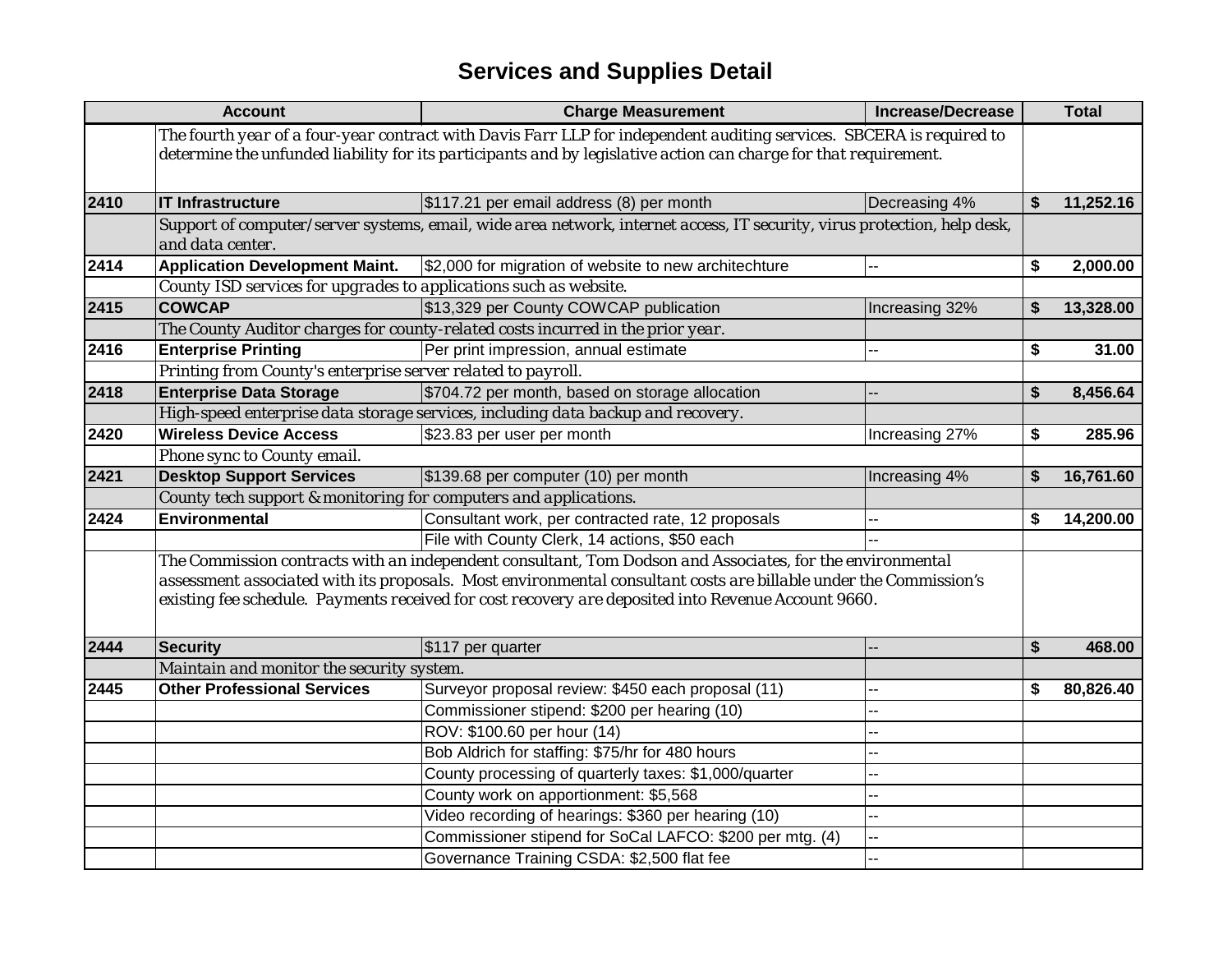# Services and Supplies Detail

| Account | | Charge Measurement | Increase/Decrease | Total |
|---|---|---|---|---|
| | The fourth year of a four-year contract with Davis Farr LLP for independent auditing services. SBCERA is required to determine the unfunded liability for its participants and by legislative action can charge for that requirement. | | | |
| 2410 | **IT Infrastructure** | $117.21 per email address (8) per month | Decreasing 4% | $ 11,252.16 |
| | Support of computer/server systems, email, wide area network, internet access, IT security, virus protection, help desk, and data center. | | | |
| 2414 | **Application Development Maint.** | $2,000 for migration of website to new architechture | -- | $ 2,000.00 |
| | County ISD services for upgrades to applications such as website. | | | |
| 2415 | **COWCAP** | $13,329 per County COWCAP publication | Increasing 32% | $ 13,328.00 |
| | The County Auditor charges for county-related costs incurred in the prior year. | | | |
| 2416 | **Enterprise Printing** | Per print impression, annual estimate | -- | $ 31.00 |
| | Printing from County's enterprise server related to payroll. | | | |
| 2418 | **Enterprise Data Storage** | $704.72 per month, based on storage allocation | -- | $ 8,456.64 |
| | High-speed enterprise data storage services, including data backup and recovery. | | | |
| 2420 | **Wireless Device Access** | $23.83 per user per month | Increasing 27% | $ 285.96 |
| | Phone sync to County email. | | | |
| 2421 | **Desktop Support Services** | $139.68 per computer (10) per month | Increasing 4% | $ 16,761.60 |
| | County tech support & monitoring for computers and applications. | | | |
| 2424 | **Environmental** | Consultant work, per contracted rate, 12 proposals | -- | $ 14,200.00 |
| | | File with County Clerk, 14 actions, $50 each | -- | |
| | The Commission contracts with an independent consultant, Tom Dodson and Associates, for the environmental assessment associated with its proposals. Most environmental consultant costs are billable under the Commission's existing fee schedule. Payments received for cost recovery are deposited into Revenue Account 9660. | | | |
| 2444 | **Security** | $117 per quarter | -- | $ 468.00 |
| | Maintain and monitor the security system. | | | |
| 2445 | **Other Professional Services** | Surveyor proposal review: $450 each proposal (11) | -- | $ 80,826.40 |
| | | Commissioner stipend: $200 per hearing (10) | -- | |
| | | ROV: $100.60 per hour (14) | -- | |
| | | Bob Aldrich for staffing: $75/hr for 480 hours | -- | |
| | | County processing of quarterly taxes: $1,000/quarter | -- | |
| | | County work on apportionment: $5,568 | -- | |
| | | Video recording of hearings: $360 per hearing (10) | -- | |
| | | Commissioner stipend for SoCal LAFCO: $200 per mtg. (4) | -- | |
| | | Governance Training CSDA: $2,500 flat fee | -- | |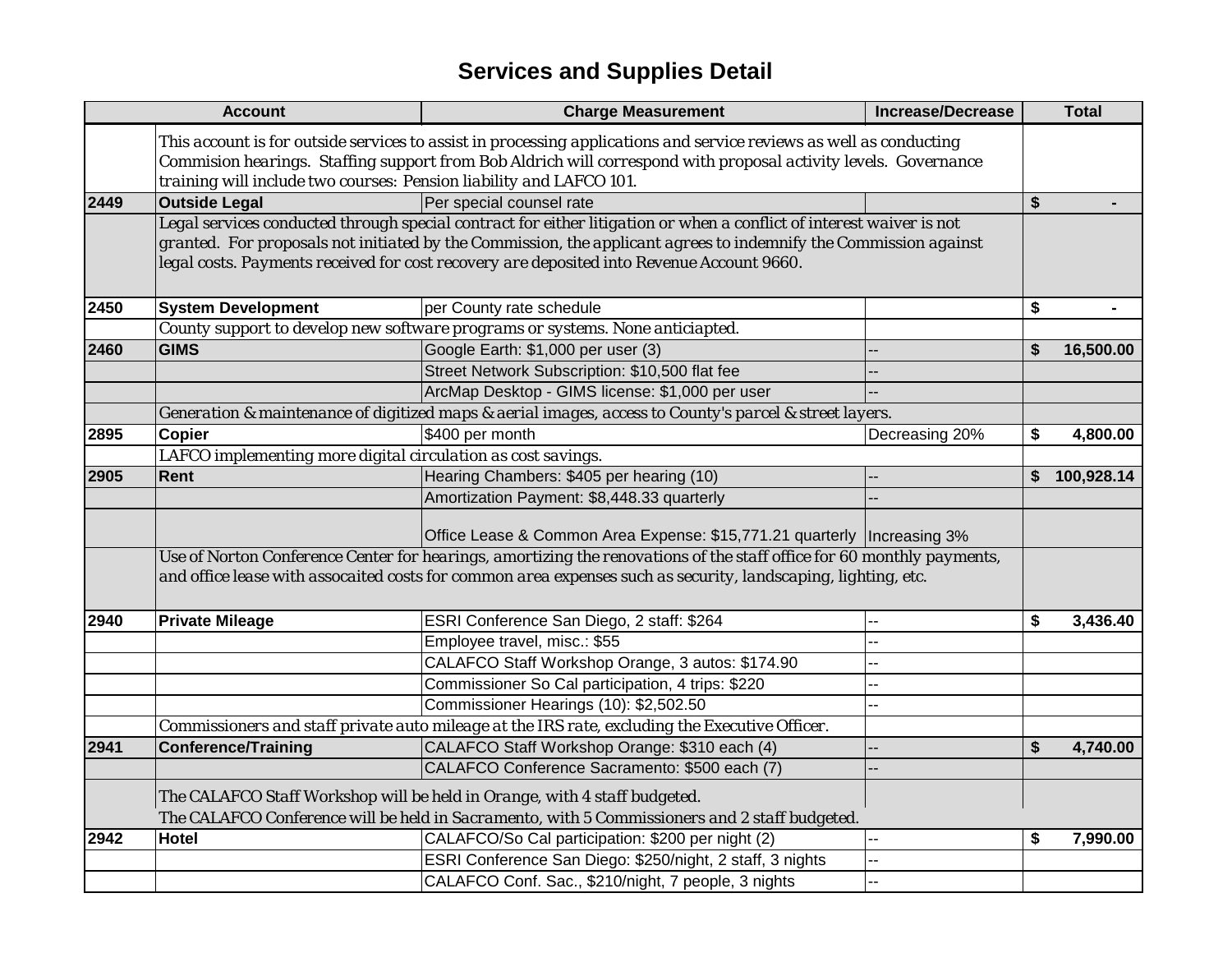## Services and Supplies Detail

| Account | | Charge Measurement | Increase/Decrease | Total |
|---|---|---|---|---|
| | *This account is for outside services to assist in processing applications and service reviews as well as conducting Commision hearings. Staffing support from Bob Aldrich will correspond with proposal activity levels. Governance training will include two courses: Pension liability and LAFCO 101.* | | | |
| **2449** | **Outside Legal** | Per special counsel rate | | $ - |
| | *Legal services conducted through special contract for either litigation or when a conflict of interest waiver is not granted. For proposals not initiated by the Commission, the applicant agrees to indemnify the Commission against legal costs. Payments received for cost recovery are deposited into Revenue Account 9660.* | | | |
| **2450** | **System Development** | per County rate schedule | | $ - |
| | *County support to develop new software programs or systems. None anticiapted.* | | | |
| **2460** | **GIMS** | Google Earth: $1,000 per user (3) | -- | $ 16,500.00 |
| | | Street Network Subscription: $10,500 flat fee | -- | |
| | | ArcMap Desktop - GIMS license: $1,000 per user | -- | |
| | *Generation & maintenance of digitized maps & aerial images, access to County's parcel & street layers.* | | | |
| **2895** | **Copier** | $400 per month | Decreasing 20% | $ 4,800.00 |
| | *LAFCO implementing more digital circulation as cost savings.* | | | |
| **2905** | **Rent** | Hearing Chambers: $405 per hearing (10) | -- | $ 100,928.14 |
| | | Amortization Payment: $8,448.33 quarterly | -- | |
| | | Office Lease & Common Area Expense: $15,771.21 quarterly | Increasing 3% | |
| | *Use of Norton Conference Center for hearings, amortizing the renovations of the staff office for 60 monthly payments, and office lease with assocaited costs for common area expenses such as security, landscaping, lighting, etc.* | | | |
| **2940** | **Private Mileage** | ESRI Conference San Diego, 2 staff: $264 | -- | $ 3,436.40 |
| | | Employee travel, misc.: $55 | -- | |
| | | CALAFCO Staff Workshop Orange, 3 autos: $174.90 | -- | |
| | | Commissioner So Cal participation, 4 trips: $220 | -- | |
| | | Commissioner Hearings (10): $2,502.50 | -- | |
| | *Commissioners and staff private auto mileage at the IRS rate, excluding the Executive Officer.* | | | |
| **2941** | **Conference/Training** | CALAFCO Staff Workshop Orange: $310 each (4) | -- | $ 4,740.00 |
| | | CALAFCO Conference Sacramento: $500 each (7) | -- | |
| | *The CALAFCO Staff Workshop will be held in Orange, with 4 staff budgeted. The CALAFCO Conference will be held in Sacramento, with 5 Commissioners and 2 staff budgeted.* | | | |
| **2942** | **Hotel** | CALAFCO/So Cal participation: $200 per night (2) | -- | $ 7,990.00 |
| | | ESRI Conference San Diego: $250/night, 2 staff, 3 nights | -- | |
| | | CALAFCO Conf. Sac., $210/night, 7 people, 3 nights | -- | |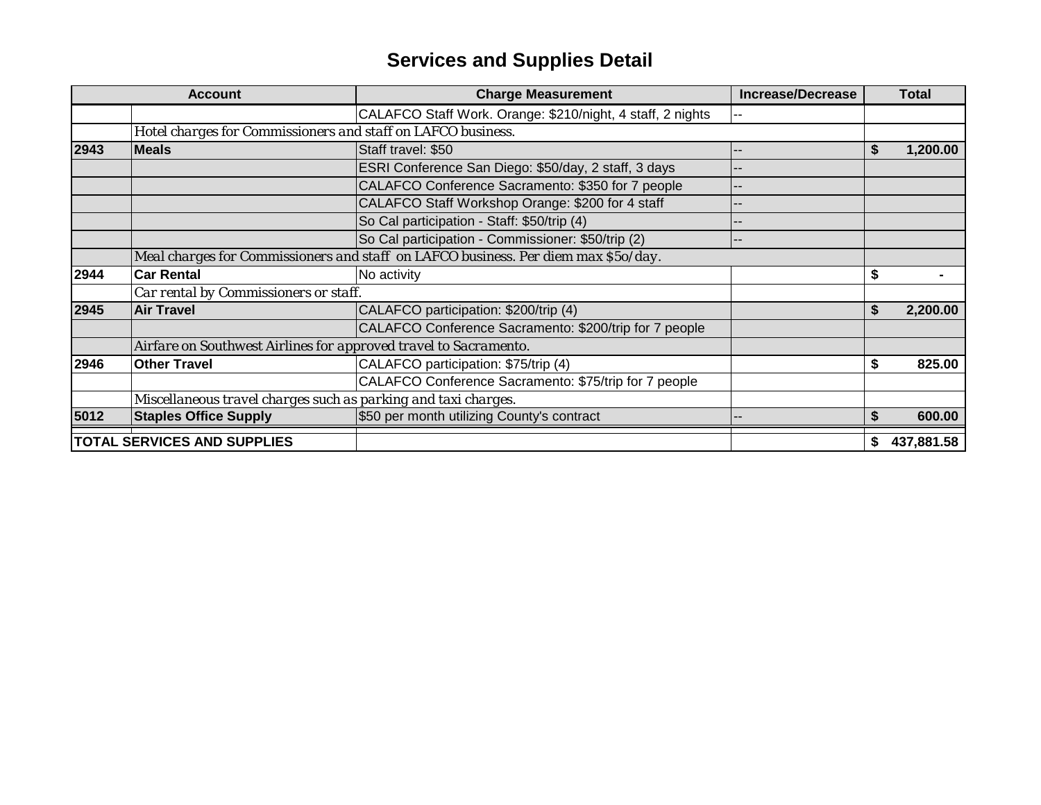# Services and Supplies Detail

| Account | | Charge Measurement | Increase/Decrease | Total |
|---|---|---|---|---|
| | | CALAFCO Staff Work. Orange: $210/night, 4 staff, 2 nights | -- | |
| | *Hotel charges for Commissioners and staff on LAFCO business.* | | | |
| **2943** | **Meals** | Staff travel: $50 | -- | **$ 1,200.00** |
| | | ESRI Conference San Diego: $50/day, 2 staff, 3 days | -- | |
| | | CALAFCO Conference Sacramento: $350 for 7 people | -- | |
| | | CALAFCO Staff Workshop Orange: $200 for 4 staff | -- | |
| | | So Cal participation - Staff: $50/trip (4) | -- | |
| | | So Cal participation - Commissioner: $50/trip (2) | -- | |
| | *Meal charges for Commissioners and staff on LAFCO business. Per diem max $50/day.* | | | |
| **2944** | **Car Rental** | No activity | | **$ -** |
| | *Car rental by Commissioners or staff.* | | | |
| **2945** | **Air Travel** | CALAFCO participation: $200/trip (4) | | **$ 2,200.00** |
| | | CALAFCO Conference Sacramento: $200/trip for 7 people | | |
| | *Airfare on Southwest Airlines for approved travel to Sacramento.* | | | |
| **2946** | **Other Travel** | CALAFCO participation: $75/trip (4) | | **$ 825.00** |
| | | CALAFCO Conference Sacramento: $75/trip for 7 people | | |
| | *Miscellaneous travel charges such as parking and taxi charges.* | | | |
| **5012** | **Staples Office Supply** | $50 per month utilizing County's contract | -- | **$ 600.00** |
| **TOTAL SERVICES AND SUPPLIES** | | | | **$ 437,881.58** |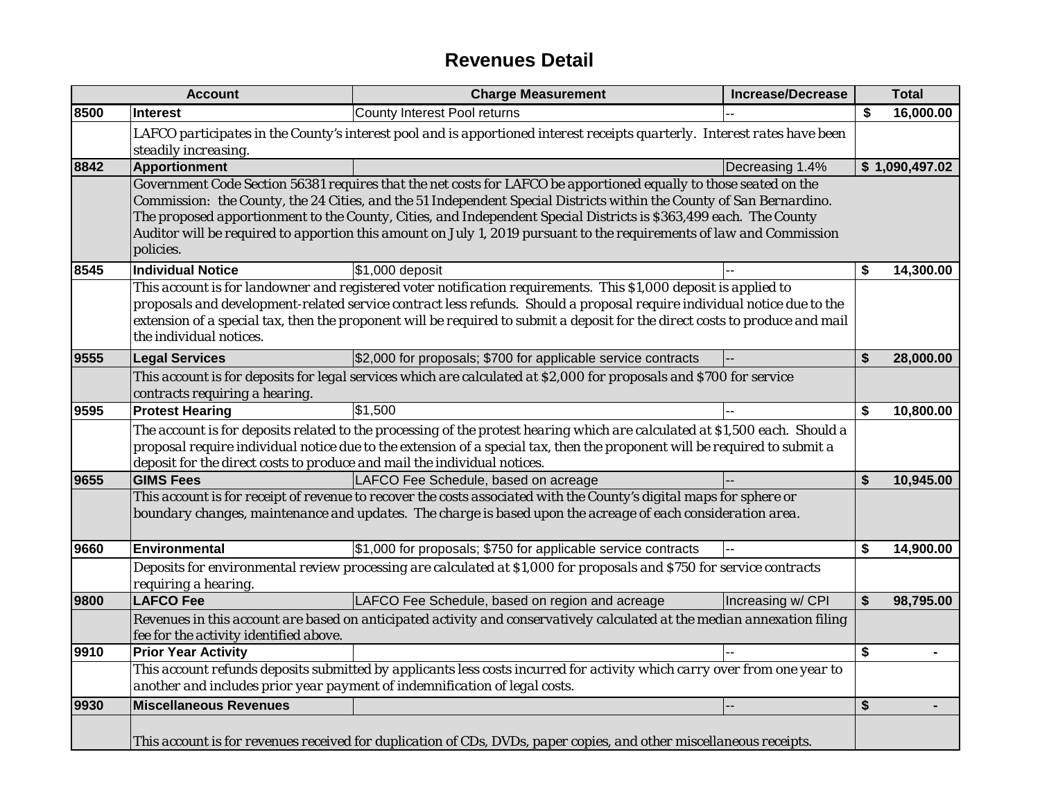# Revenues Detail

| Account | | Charge Measurement | Increase/Decrease | Total |
|---|---|---|---|---|
| 8500 | **Interest** | County Interest Pool returns | -- | $ 16,000.00 |
| | *LAFCO participates in the County's interest pool and is apportioned interest receipts quarterly. Interest rates have been steadily increasing.* | | | |
| 8842 | **Apportionment** | | Decreasing 1.4% | $ 1,090,497.02 |
| | *Government Code Section 56381 requires that the net costs for LAFCO be apportioned equally to those seated on the Commission: the County, the 24 Cities, and the 51 Independent Special Districts within the County of San Bernardino. The proposed apportionment to the County, Cities, and Independent Special Districts is $363,499 each. The County Auditor will be required to apportion this amount on July 1, 2019 pursuant to the requirements of law and Commission policies.* | | | |
| 8545 | **Individual Notice** | $1,000 deposit | -- | $ 14,300.00 |
| | *This account is for landowner and registered voter notification requirements. This $1,000 deposit is applied to proposals and development-related service contract less refunds. Should a proposal require individual notice due to the extension of a special tax, then the proponent will be required to submit a deposit for the direct costs to produce and mail the individual notices.* | | | |
| 9555 | **Legal Services** | $2,000 for proposals; $700 for applicable service contracts | -- | $ 28,000.00 |
| | *This account is for deposits for legal services which are calculated at $2,000 for proposals and $700 for service contracts requiring a hearing.* | | | |
| 9595 | **Protest Hearing** | $1,500 | -- | $ 10,800.00 |
| | *The account is for deposits related to the processing of the protest hearing which are calculated at $1,500 each. Should a proposal require individual notice due to the extension of a special tax, then the proponent will be required to submit a deposit for the direct costs to produce and mail the individual notices.* | | | |
| 9655 | **GIMS Fees** | LAFCO Fee Schedule, based on acreage | -- | $ 10,945.00 |
| | *This account is for receipt of revenue to recover the costs associated with the County's digital maps for sphere or boundary changes, maintenance and updates. The charge is based upon the acreage of each consideration area.* | | | |
| 9660 | **Environmental** | $1,000 for proposals; $750 for applicable service contracts | -- | $ 14,900.00 |
| | *Deposits for environmental review processing are calculated at $1,000 for proposals and $750 for service contracts requiring a hearing.* | | | |
| 9800 | **LAFCO Fee** | LAFCO Fee Schedule, based on region and acreage | Increasing w/ CPI | $ 98,795.00 |
| | *Revenues in this account are based on anticipated activity and conservatively calculated at the median annexation filing fee for the activity identified above.* | | | |
| 9910 | **Prior Year Activity** | | -- | $ - |
| | *This account refunds deposits submitted by applicants less costs incurred for activity which carry over from one year to another and includes prior year payment of indemnification of legal costs.* | | | |
| 9930 | **Miscellaneous Revenues** | | -- | $ - |
| | *This account is for revenues received for duplication of CDs, DVDs, paper copies, and other miscellaneous receipts.* | | | |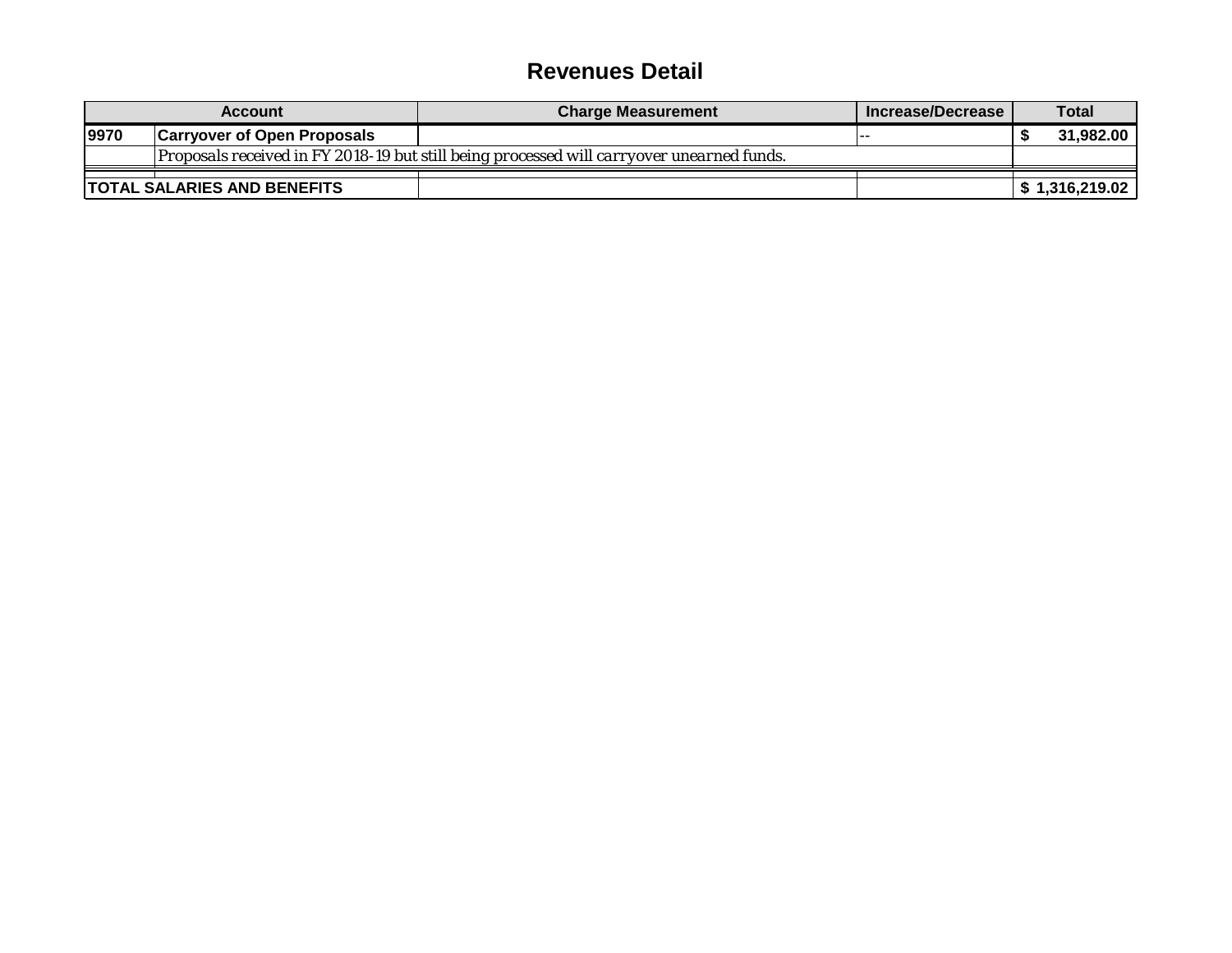# Revenues Detail

| Account | | Charge Measurement | Increase/Decrease | Total |
|---|---|---|---|---|
| **9970** | **Carryover of Open Proposals** | | -- | $ 31,982.00 |
| | *Proposals received in FY 2018-19 but still being processed will carryover unearned funds.* | | | |
| | | | | |
| **TOTAL SALARIES AND BENEFITS** | | | | **$ 1,316,219.02** |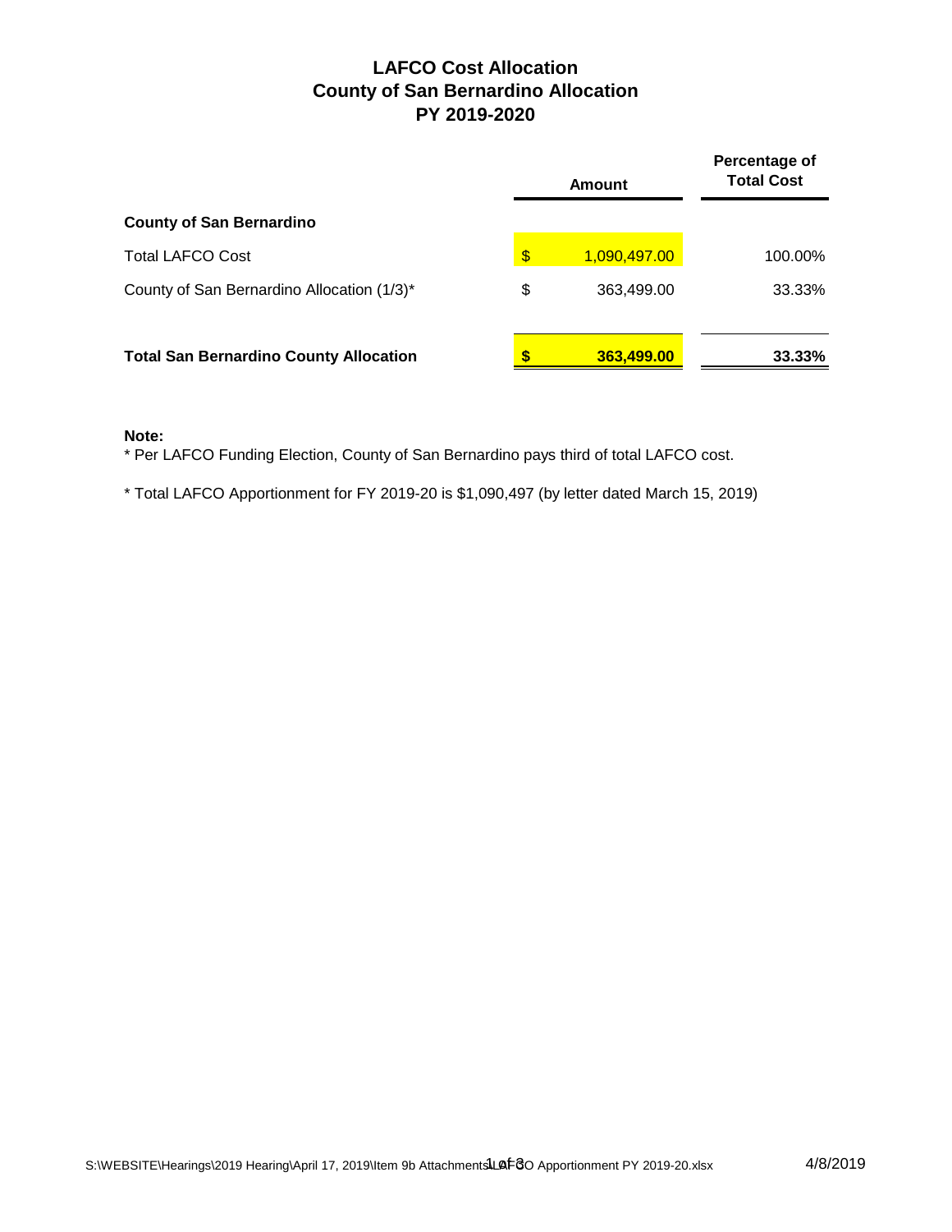# LAFCO Cost Allocation
# County of San Bernardino Allocation
# PY 2019-2020

| | Amount | Percentage of Total Cost |
|---|---|---|
| **County of San Bernardino** | | |
| Total LAFCO Cost | $ 1,090,497.00 | 100.00% |
| County of San Bernardino Allocation (1/3)* | $ 363,499.00 | 33.33% |
| **Total San Bernardino County Allocation** | **$ 363,499.00** | **33.33%** |

**Note:**

* Per LAFCO Funding Election, County of San Bernardino pays third of total LAFCO cost.

* Total LAFCO Apportionment for FY 2019-20 is $1,090,497 (by letter dated March 15, 2019)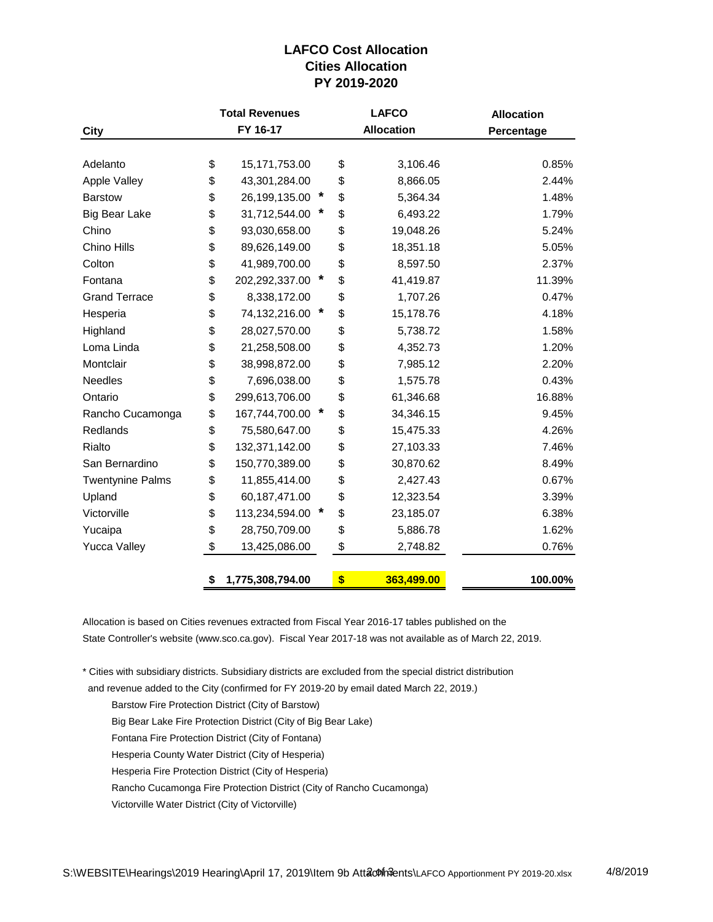# LAFCO Cost Allocation
## Cities Allocation
## PY 2019-2020

| City | Total Revenues FY 16-17 | LAFCO Allocation | Allocation Percentage |
|---|---|---|---|
| Adelanto | $ 15,171,753.00 | $ 3,106.46 | 0.85% |
| Apple Valley | $ 43,301,284.00 | $ 8,866.05 | 2.44% |
| Barstow | $ 26,199,135.00 * | $ 5,364.34 | 1.48% |
| Big Bear Lake | $ 31,712,544.00 * | $ 6,493.22 | 1.79% |
| Chino | $ 93,030,658.00 | $ 19,048.26 | 5.24% |
| Chino Hills | $ 89,626,149.00 | $ 18,351.18 | 5.05% |
| Colton | $ 41,989,700.00 | $ 8,597.50 | 2.37% |
| Fontana | $ 202,292,337.00 * | $ 41,419.87 | 11.39% |
| Grand Terrace | $ 8,338,172.00 | $ 1,707.26 | 0.47% |
| Hesperia | $ 74,132,216.00 * | $ 15,178.76 | 4.18% |
| Highland | $ 28,027,570.00 | $ 5,738.72 | 1.58% |
| Loma Linda | $ 21,258,508.00 | $ 4,352.73 | 1.20% |
| Montclair | $ 38,998,872.00 | $ 7,985.12 | 2.20% |
| Needles | $ 7,696,038.00 | $ 1,575.78 | 0.43% |
| Ontario | $ 299,613,706.00 | $ 61,346.68 | 16.88% |
| Rancho Cucamonga | $ 167,744,700.00 * | $ 34,346.15 | 9.45% |
| Redlands | $ 75,580,647.00 | $ 15,475.33 | 4.26% |
| Rialto | $ 132,371,142.00 | $ 27,103.33 | 7.46% |
| San Bernardino | $ 150,770,389.00 | $ 30,870.62 | 8.49% |
| Twentynine Palms | $ 11,855,414.00 | $ 2,427.43 | 0.67% |
| Upland | $ 60,187,471.00 | $ 12,323.54 | 3.39% |
| Victorville | $ 113,234,594.00 * | $ 23,185.07 | 6.38% |
| Yucaipa | $ 28,750,709.00 | $ 5,886.78 | 1.62% |
| Yucca Valley | $ 13,425,086.00 | $ 2,748.82 | 0.76% |
| | **$ 1,775,308,794.00** | **$ 363,499.00** | **100.00%** |

Allocation is based on Cities revenues extracted from Fiscal Year 2016-17 tables published on the State Controller's website (www.sco.ca.gov). Fiscal Year 2017-18 was not available as of March 22, 2019.

* Cities with subsidiary districts. Subsidiary districts are excluded from the special district distribution and revenue added to the City (confirmed for FY 2019-20 by email dated March 22, 2019.)

  - Barstow Fire Protection District (City of Barstow)
  - Big Bear Lake Fire Protection District (City of Big Bear Lake)
  - Fontana Fire Protection District (City of Fontana)
  - Hesperia County Water District (City of Hesperia)
  - Hesperia Fire Protection District (City of Hesperia)
  - Rancho Cucamonga Fire Protection District (City of Rancho Cucamonga)
  - Victorville Water District (City of Victorville)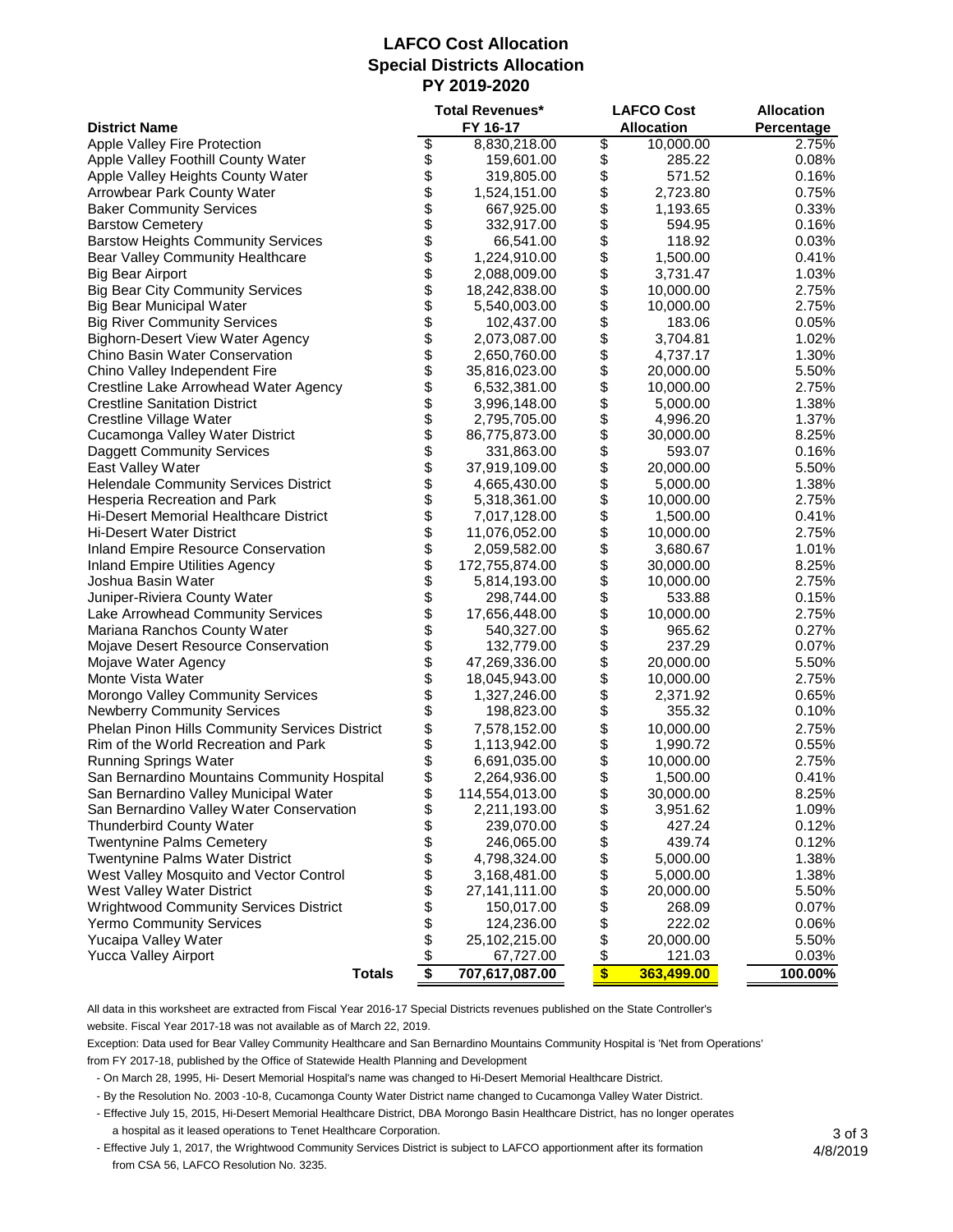# LAFCO Cost Allocation
## Special Districts Allocation
### PY 2019-2020

| District Name | Total Revenues* FY 16-17 | LAFCO Cost Allocation | Allocation Percentage |
|---|---|---|---|
| Apple Valley Fire Protection | $ 8,830,218.00 | $ 10,000.00 | 2.75% |
| Apple Valley Foothill County Water | $ 159,601.00 | $ 285.22 | 0.08% |
| Apple Valley Heights County Water | $ 319,805.00 | $ 571.52 | 0.16% |
| Arrowbear Park County Water | $ 1,524,151.00 | $ 2,723.80 | 0.75% |
| Baker Community Services | $ 667,925.00 | $ 1,193.65 | 0.33% |
| Barstow Cemetery | $ 332,917.00 | $ 594.95 | 0.16% |
| Barstow Heights Community Services | $ 66,541.00 | $ 118.92 | 0.03% |
| Bear Valley Community Healthcare | $ 1,224,910.00 | $ 1,500.00 | 0.41% |
| Big Bear Airport | $ 2,088,009.00 | $ 3,731.47 | 1.03% |
| Big Bear City Community Services | $ 18,242,838.00 | $ 10,000.00 | 2.75% |
| Big Bear Municipal Water | $ 5,540,003.00 | $ 10,000.00 | 2.75% |
| Big River Community Services | $ 102,437.00 | $ 183.06 | 0.05% |
| Bighorn-Desert View Water Agency | $ 2,073,087.00 | $ 3,704.81 | 1.02% |
| Chino Basin Water Conservation | $ 2,650,760.00 | $ 4,737.17 | 1.30% |
| Chino Valley Independent Fire | $ 35,816,023.00 | $ 20,000.00 | 5.50% |
| Crestline Lake Arrowhead Water Agency | $ 6,532,381.00 | $ 10,000.00 | 2.75% |
| Crestline Sanitation District | $ 3,996,148.00 | $ 5,000.00 | 1.38% |
| Crestline Village Water | $ 2,795,705.00 | $ 4,996.20 | 1.37% |
| Cucamonga Valley Water District | $ 86,775,873.00 | $ 30,000.00 | 8.25% |
| Daggett Community Services | $ 331,863.00 | $ 593.07 | 0.16% |
| East Valley Water | $ 37,919,109.00 | $ 20,000.00 | 5.50% |
| Helendale Community Services District | $ 4,665,430.00 | $ 5,000.00 | 1.38% |
| Hesperia Recreation and Park | $ 5,318,361.00 | $ 10,000.00 | 2.75% |
| Hi-Desert Memorial Healthcare District | $ 7,017,128.00 | $ 1,500.00 | 0.41% |
| Hi-Desert Water District | $ 11,076,052.00 | $ 10,000.00 | 2.75% |
| Inland Empire Resource Conservation | $ 2,059,582.00 | $ 3,680.67 | 1.01% |
| Inland Empire Utilities Agency | $ 172,755,874.00 | $ 30,000.00 | 8.25% |
| Joshua Basin Water | $ 5,814,193.00 | $ 10,000.00 | 2.75% |
| Juniper-Riviera County Water | $ 298,744.00 | $ 533.88 | 0.15% |
| Lake Arrowhead Community Services | $ 17,656,448.00 | $ 10,000.00 | 2.75% |
| Mariana Ranchos County Water | $ 540,327.00 | $ 965.62 | 0.27% |
| Mojave Desert Resource Conservation | $ 132,779.00 | $ 237.29 | 0.07% |
| Mojave Water Agency | $ 47,269,336.00 | $ 20,000.00 | 5.50% |
| Monte Vista Water | $ 18,045,943.00 | $ 10,000.00 | 2.75% |
| Morongo Valley Community Services | $ 1,327,246.00 | $ 2,371.92 | 0.65% |
| Newberry Community Services | $ 198,823.00 | $ 355.32 | 0.10% |
| Phelan Pinon Hills Community Services District | $ 7,578,152.00 | $ 10,000.00 | 2.75% |
| Rim of the World Recreation and Park | $ 1,113,942.00 | $ 1,990.72 | 0.55% |
| Running Springs Water | $ 6,691,035.00 | $ 10,000.00 | 2.75% |
| San Bernardino Mountains Community Hospital | $ 2,264,936.00 | $ 1,500.00 | 0.41% |
| San Bernardino Valley Municipal Water | $ 114,554,013.00 | $ 30,000.00 | 8.25% |
| San Bernardino Valley Water Conservation | $ 2,211,193.00 | $ 3,951.62 | 1.09% |
| Thunderbird County Water | $ 239,070.00 | $ 427.24 | 0.12% |
| Twentynine Palms Cemetery | $ 246,065.00 | $ 439.74 | 0.12% |
| Twentynine Palms Water District | $ 4,798,324.00 | $ 5,000.00 | 1.38% |
| West Valley Mosquito and Vector Control | $ 3,168,481.00 | $ 5,000.00 | 1.38% |
| West Valley Water District | $ 27,141,111.00 | $ 20,000.00 | 5.50% |
| Wrightwood Community Services District | $ 150,017.00 | $ 268.09 | 0.07% |
| Yermo Community Services | $ 124,236.00 | $ 222.02 | 0.06% |
| Yucaipa Valley Water | $ 25,102,215.00 | $ 20,000.00 | 5.50% |
| Yucca Valley Airport | $ 67,727.00 | $ 121.03 | 0.03% |
| **Totals** | **$ 707,617,087.00** | **$ 363,499.00** | **100.00%** |

All data in this worksheet are extracted from Fiscal Year 2016-17 Special Districts revenues published on the State Controller's website. Fiscal Year 2017-18 was not available as of March 22, 2019.

Exception: Data used for Bear Valley Community Healthcare and San Bernardino Mountains Community Hospital is 'Net from Operations' from FY 2017-18, published by the Office of Statewide Health Planning and Development

- On March 28, 1995, Hi- Desert Memorial Hospital's name was changed to Hi-Desert Memorial Healthcare District.
- By the Resolution No. 2003 -10-8, Cucamonga County Water District name changed to Cucamonga Valley Water District.
- Effective July 15, 2015, Hi-Desert Memorial Healthcare District, DBA Morongo Basin Healthcare District, has no longer operates a hospital as it leased operations to Tenet Healthcare Corporation.
- Effective July 1, 2017, the Wrightwood Community Services District is subject to LAFCO apportionment after its formation from CSA 56, LAFCO Resolution No. 3235.

4/8/2019